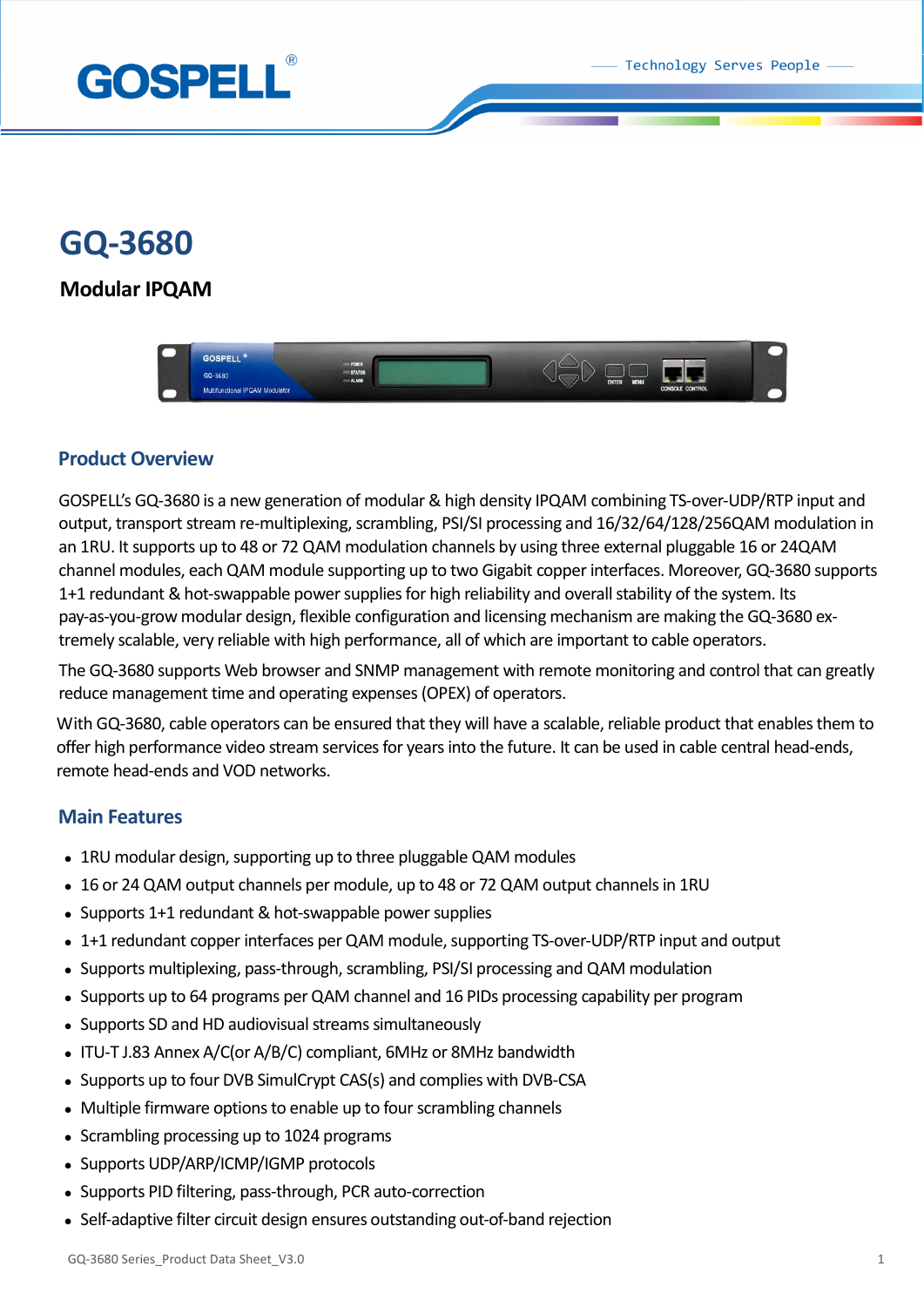# GQ-3680

## Modular IPQAM

### Product Overview

GOSPELL's GQ-3680 is a new generation of modular & high density IPQAM combining TS-over-UDP/RTP input and output, transport stream re-multiplexing, scrambling, PSI/SI processing and 16/32/64/128/256QAM modulation in an 1RU. It supports up to 48 or 72 QAM modulation channels by using three external pluggable 16 or 24QAM channel modules, each QAM module supporting up to two Gigabit copper interfaces. Moreover, GQ-3680 supports 1+1 redundant & hot-swappable power supplies for high reliability and overall stability of the system. Its pay-as-you-grow modular design, flexible configuration and licensing mechanism are making the GQ-3680 extremely scalable, very reliable with high performance, all of which are important to cable operators.

The GQ-3680 supports Web browser and SNMP management with remote monitoring and control that can greatly reduce management time and operating expenses (OPEX) of operators.

With GQ-3680, cable operators can be ensured that they will have a scalable, reliable product that enables them to offer high performance video stream services for years into the future. It can be used in cable central head-ends, remote head-ends and VOD networks.

### Main Features

- 1RU modular design, supporting up to three pluggable QAM modules
- 16 or 24 QAM output channels per module, up to 48 or 72 QAM output channels in 1RU
- Supports 1+1 redundant & hot-swappable power supplies
- 1+1 redundant copper interfaces per QAM module, supporting TS-over-UDP/RTP input and output
- Supports multiplexing, pass-through, scrambling, PSI/SI processing and QAM modulation
- Supports up to 64 programs per QAM channel and 16 PIDs processing capability per program
- Supports SD and HD audiovisual streams simultaneously
- ITU-T J.83 Annex A/C(or A/B/C) compliant, 6MHz or 8MHz bandwidth
- Supports up to four DVB SimulCrypt CAS(s) and complies with DVB-CSA
- Multiple firmware options to enable up to four scrambling channels
- Scrambling processing up to 1024 programs
- Supports UDP/ARP/ICMP/IGMP protocols
- Supports PID filtering, pass-through, PCR auto-correction
- Self-adaptive filter circuit design ensures outstanding out-of-band rejection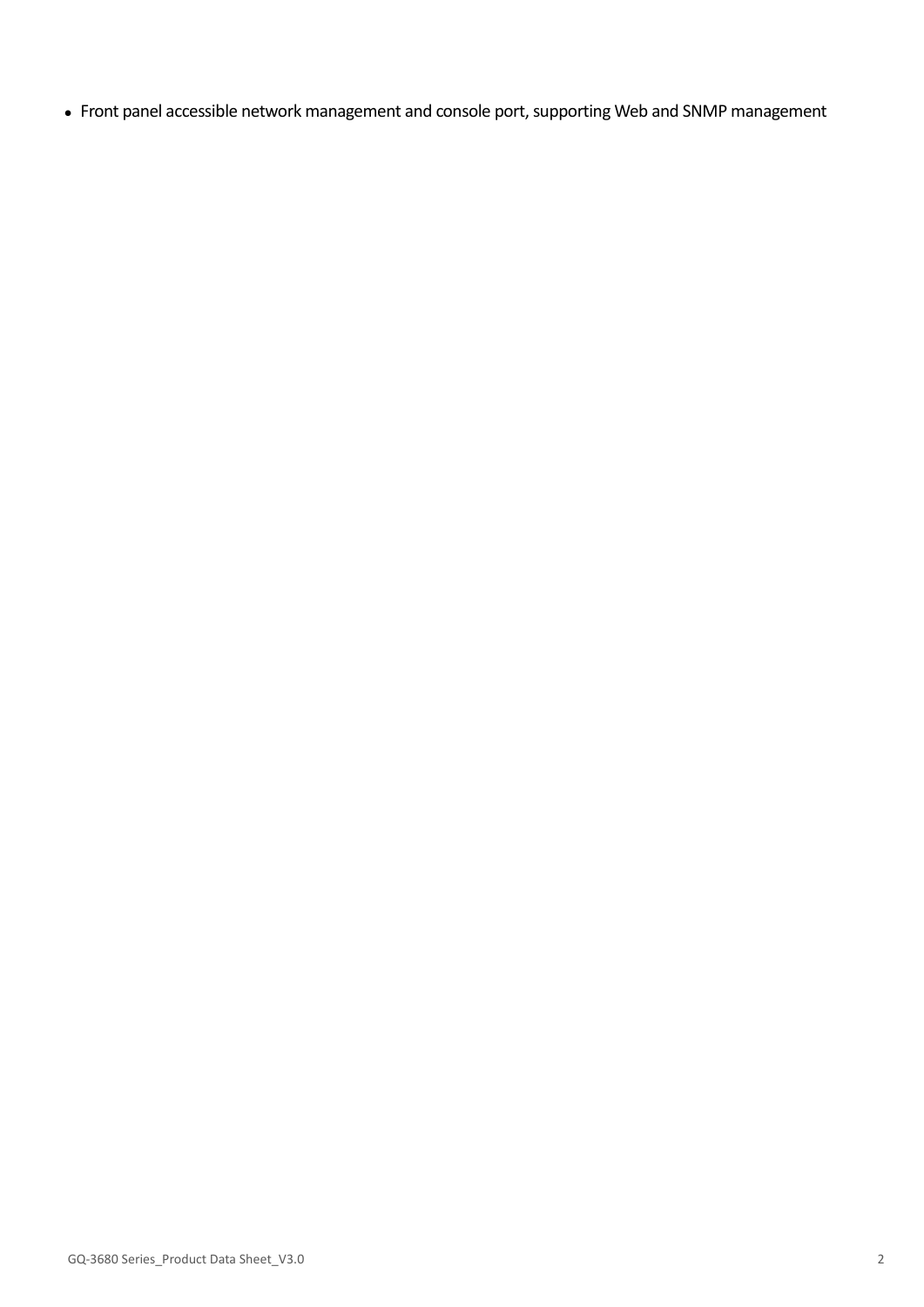- Front panel accessible network management and console port, supporting Web and SNMP management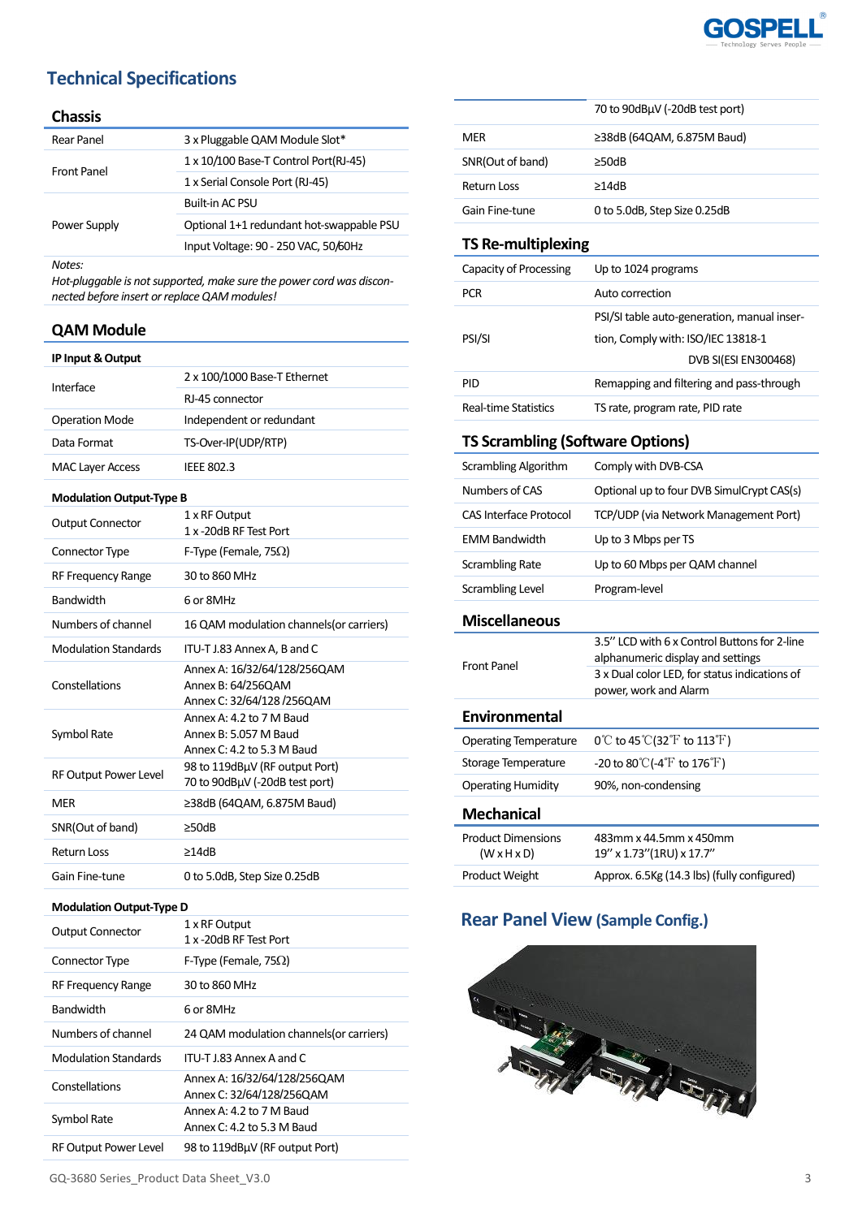## Technical Specifications

### Chassis

| | |
|---|---|
| Rear Panel | 3 x Pluggable QAM Module Slot* |
| Front Panel | 1 x 10/100 Base-T Control Port(RJ-45) |
| | 1 x Serial Console Port (RJ-45) |
| Power Supply | Built-in AC PSU |
| | Optional 1+1 redundant hot-swappable PSU |
| | Input Voltage: 90 - 250 VAC, 50/60Hz |

*Notes:*
*Hot-pluggable is not supported, make sure the power cord was disconnected before insert or replace QAM modules!*

### QAM Module

**IP Input & Output**

| | |
|---|---|
| Interface | 2 x 100/1000 Base-T Ethernet |
| | RJ-45 connector |
| Operation Mode | Independent or redundant |
| Data Format | TS-Over-IP(UDP/RTP) |
| MAC Layer Access | IEEE 802.3 |

**Modulation Output-Type B**

| | |
|---|---|
| Output Connector | 1 x RF Output<br>1 x -20dB RF Test Port |
| Connector Type | F-Type (Female, 75Ω) |
| RF Frequency Range | 30 to 860 MHz |
| Bandwidth | 6 or 8MHz |
| Numbers of channel | 16 QAM modulation channels(or carriers) |
| Modulation Standards | ITU-T J.83 Annex A, B and C |
| Constellations | Annex A: 16/32/64/128/256QAM<br>Annex B: 64/256QAM<br>Annex C: 32/64/128 /256QAM |
| Symbol Rate | Annex A: 4.2 to 7 M Baud<br>Annex B: 5.057 M Baud<br>Annex C: 4.2 to 5.3 M Baud |
| RF Output Power Level | 98 to 119dBµV (RF output Port)<br>70 to 90dBµV (-20dB test port) |
| MER | ≥38dB (64QAM, 6.875M Baud) |
| SNR(Out of band) | ≥50dB |
| Return Loss | ≥14dB |
| Gain Fine-tune | 0 to 5.0dB, Step Size 0.25dB |

**Modulation Output-Type D**

| | |
|---|---|
| Output Connector | 1 x RF Output<br>1 x -20dB RF Test Port |
| Connector Type | F-Type (Female, 75Ω) |
| RF Frequency Range | 30 to 860 MHz |
| Bandwidth | 6 or 8MHz |
| Numbers of channel | 24 QAM modulation channels(or carriers) |
| Modulation Standards | ITU-T J.83 Annex A and C |
| Constellations | Annex A: 16/32/64/128/256QAM<br>Annex C: 32/64/128/256QAM |
| Symbol Rate | Annex A: 4.2 to 7 M Baud<br>Annex C: 4.2 to 5.3 M Baud |
| RF Output Power Level | 98 to 119dBµV (RF output Port) |
| | 70 to 90dBµV (-20dB test port) |
| MER | ≥38dB (64QAM, 6.875M Baud) |
| SNR(Out of band) | ≥50dB |
| Return Loss | ≥14dB |
| Gain Fine-tune | 0 to 5.0dB, Step Size 0.25dB |

### TS Re-multiplexing

| | |
|---|---|
| Capacity of Processing | Up to 1024 programs |
| PCR | Auto correction |
| PSI/SI | PSI/SI table auto-generation, manual insertion, Comply with: ISO/IEC 13818-1<br>DVB SI(ESI EN300468) |
| PID | Remapping and filtering and pass-through |
| Real-time Statistics | TS rate, program rate, PID rate |

### TS Scrambling (Software Options)

| | |
|---|---|
| Scrambling Algorithm | Comply with DVB-CSA |
| Numbers of CAS | Optional up to four DVB SimulCrypt CAS(s) |
| CAS Interface Protocol | TCP/UDP (via Network Management Port) |
| EMM Bandwidth | Up to 3 Mbps per TS |
| Scrambling Rate | Up to 60 Mbps per QAM channel |
| Scrambling Level | Program-level |

### Miscellaneous

| | |
|---|---|
| Front Panel | 3.5" LCD with 6 x Control Buttons for 2-line alphanumeric display and settings |
| | 3 x Dual color LED, for status indications of power, work and Alarm |

### Environmental

| | |
|---|---|
| Operating Temperature | 0℃ to 45℃(32℉ to 113℉) |
| Storage Temperature | -20 to 80℃(-4℉ to 176℉) |
| Operating Humidity | 90%, non-condensing |

### Mechanical

| | |
|---|---|
| Product Dimensions (W x H x D) | 483mm x 44.5mm x 450mm<br>19" x 1.73"(1RU) x 17.7" |
| Product Weight | Approx. 6.5Kg (14.3 lbs) (fully configured) |

## Rear Panel View (Sample Config.)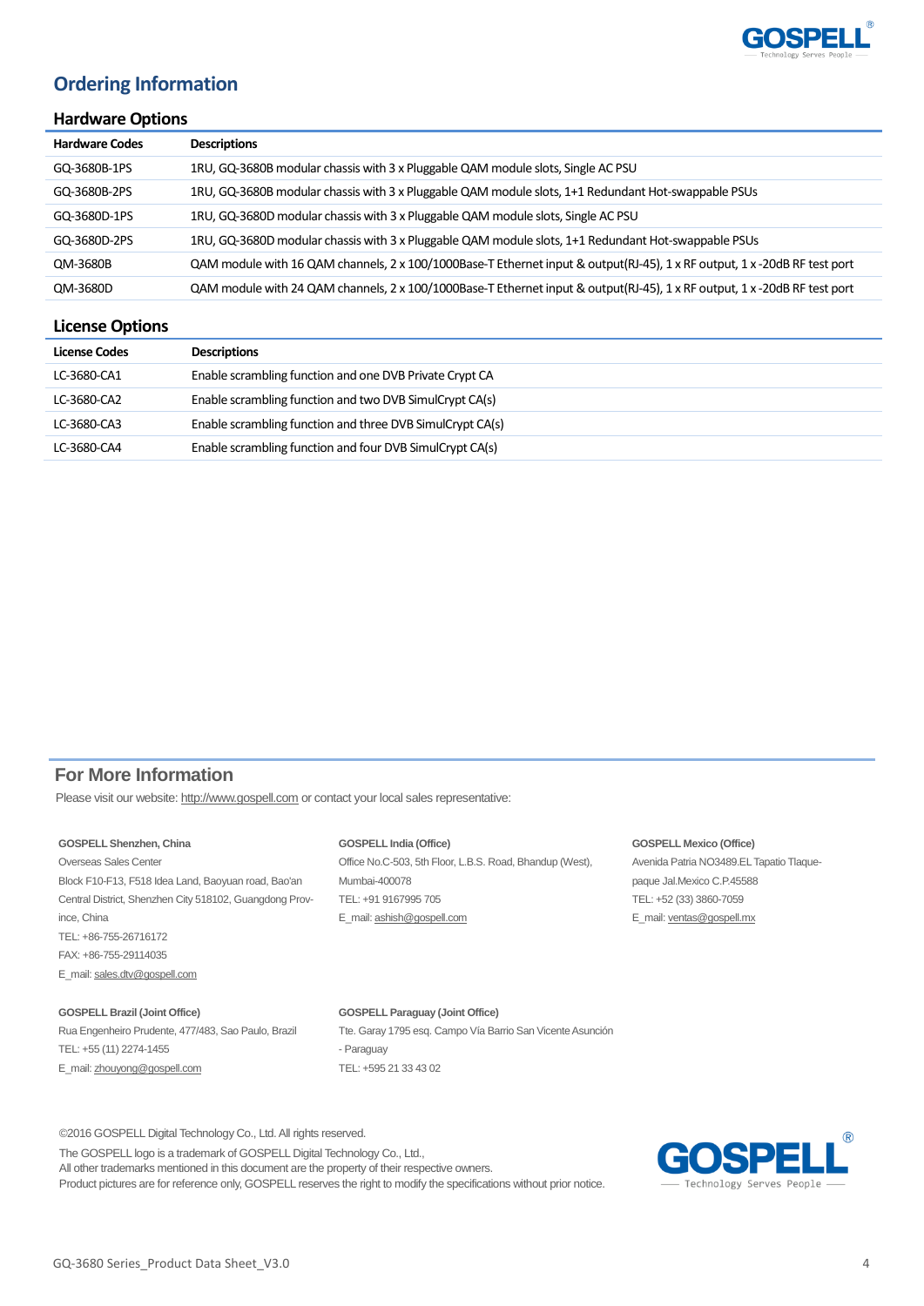## Ordering Information

### Hardware Options

| Hardware Codes | Descriptions |
|---|---|
| GQ-3680B-1PS | 1RU, GQ-3680B modular chassis with 3 x Pluggable QAM module slots, Single AC PSU |
| GQ-3680B-2PS | 1RU, GQ-3680B modular chassis with 3 x Pluggable QAM module slots, 1+1 Redundant Hot-swappable PSUs |
| GQ-3680D-1PS | 1RU, GQ-3680D modular chassis with 3 x Pluggable QAM module slots, Single AC PSU |
| GQ-3680D-2PS | 1RU, GQ-3680D modular chassis with 3 x Pluggable QAM module slots, 1+1 Redundant Hot-swappable PSUs |
| QM-3680B | QAM module with 16 QAM channels, 2 x 100/1000Base-T Ethernet input & output(RJ-45), 1 x RF output, 1 x -20dB RF test port |
| QM-3680D | QAM module with 24 QAM channels, 2 x 100/1000Base-T Ethernet input & output(RJ-45), 1 x RF output, 1 x -20dB RF test port |

### License Options

| License Codes | Descriptions |
|---|---|
| LC-3680-CA1 | Enable scrambling function and one DVB Private Crypt CA |
| LC-3680-CA2 | Enable scrambling function and two DVB SimulCrypt CA(s) |
| LC-3680-CA3 | Enable scrambling function and three DVB SimulCrypt CA(s) |
| LC-3680-CA4 | Enable scrambling function and four DVB SimulCrypt CA(s) |

## For More Information

Please visit our website: http://www.gospell.com or contact your local sales representative:

**GOSPELL Shenzhen, China**
Overseas Sales Center
Block F10-F13, F518 Idea Land, Baoyuan road, Bao'an Central District, Shenzhen City 518102, Guangdong Province, China
TEL: +86-755-26716172
FAX: +86-755-29114035
E_mail: sales.dtv@gospell.com

**GOSPELL India (Office)**
Office No.C-503, 5th Floor, L.B.S. Road, Bhandup (West), Mumbai-400078
TEL: +91 9167995 705
E_mail: ashish@gospell.com

**GOSPELL Mexico (Office)**
Avenida Patria NO3489.EL Tapatio Tlaquepaque Jal.Mexico C.P.45588
TEL: +52 (33) 3860-7059
E_mail: ventas@gospell.mx

**GOSPELL Brazil (Joint Office)**
Rua Engenheiro Prudente, 477/483, Sao Paulo, Brazil
TEL: +55 (11) 2274-1455
E_mail: zhouyong@gospell.com

**GOSPELL Paraguay (Joint Office)**
Tte. Garay 1795 esq. Campo Vía Barrio San Vicente Asunción - Paraguay
TEL: +595 21 33 43 02

©2016 GOSPELL Digital Technology Co., Ltd. All rights reserved.

The GOSPELL logo is a trademark of GOSPELL Digital Technology Co., Ltd.,
All other trademarks mentioned in this document are the property of their respective owners.
Product pictures are for reference only, GOSPELL reserves the right to modify the specifications without prior notice.

GOSPELL®
Technology Serves People